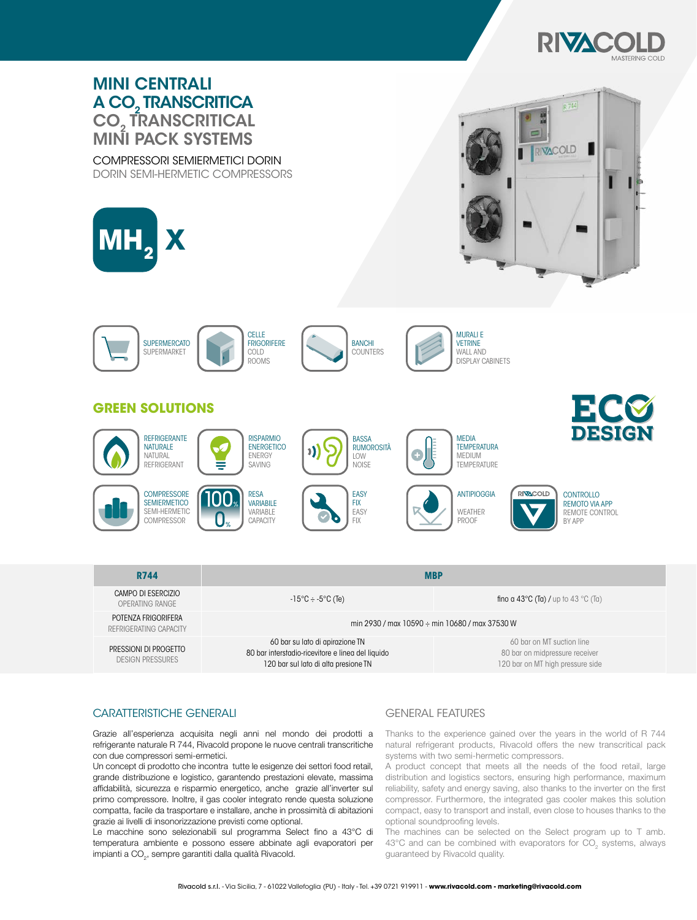# MINI CENTRALI A $CO_2$ TRANSCRITICA

# $CO_2$ TRANSCRITICAL MINI PACK SYSTEMS

COMPRESSORI SEMIERMETICI DORIN
DORIN SEMI-HERMETIC COMPRESSORS

**$MH_2$ X**

SUPERMERCATO
SUPERMARKET

CELLE FRIGORIFERE
COLD ROOMS

BANCHI
COUNTERS

MURALI E VETRINE
WALL AND DISPLAY CABINETS

## GREEN SOLUTIONS

ECO DESIGN

REFRIGERANTE NATURALE
NATURAL REFRIGERANT

RISPARMIO ENERGETICO
ENERGY SAVING

BASSA RUMOROSITÀ
LOW NOISE

MEDIA TEMPERATURA
MEDIUM TEMPERATURE

COMPRESSORE SEMIERMETICO
SEMI-HERMETIC COMPRESSOR

RESA VARIABILE
VARIABLE CAPACITY

EASY FIX
EASY FIX

ANTIPIOGGIA
WEATHER PROOF

CONTROLLO REMOTO VIA APP
REMOTE CONTROL BY APP

| R744 | MBP | |
|---|---|---|
| CAMPO DI ESERCIZIO<br>OPERATING RANGE | -15°C ÷ -5°C (Te) | fino a 43°C (Ta) / up to 43 °C (Ta) |
| POTENZA FRIGORIFERA<br>REFRIGERATING CAPACITY | min 2930 / max 10590 ÷ min 10680 / max 37530 W | |
| PRESSIONI DI PROGETTO<br>DESIGN PRESSURES | 60 bar su lato di apirazione TN<br>80 bar interstadio-ricevitore e linea del liquido<br>120 bar sul lato di alta presione TN | 60 bar on MT suction line<br>80 bar on midpressure receiver<br>120 bar on MT high pressure side |

## CARATTERISTICHE GENERALI

Grazie all'esperienza acquisita negli anni nel mondo dei prodotti a refrigerante naturale R 744, Rivacold propone le nuove centrali transcritiche con due compressori semi-ermetici.
Un concept di prodotto che incontra tutte le esigenze dei settori food retail, grande distribuzione e logistico, garantendo prestazioni elevate, massima affidabilità, sicurezza e risparmio energetico, anche grazie all'inverter sul primo compressore. Inoltre, il gas cooler integrato rende questa soluzione compatta, facile da trasportare e installare, anche in prossimità di abitazioni grazie ai livelli di insonorizzazione previsti come optional.
Le macchine sono selezionabili sul programma Select fino a 43°C di temperatura ambiente e possono essere abbinate agli evaporatori per impianti a $CO_2$, sempre garantiti dalla qualità Rivacold.

## GENERAL FEATURES

Thanks to the experience gained over the years in the world of R 744 natural refrigerant products, Rivacold offers the new transcritical pack systems with two semi-hermetic compressors.
A product concept that meets all the needs of the food retail, large distribution and logistics sectors, ensuring high performance, maximum reliability, safety and energy saving, also thanks to the inverter on the first compressor. Furthermore, the integrated gas cooler makes this solution compact, easy to transport and install, even close to houses thanks to the optional soundproofing levels.
The machines can be selected on the Select program up to T amb. 43°C and can be combined with evaporators for $CO_2$ systems, always guaranteed by Rivacold quality.

Rivacold s.r.l. - Via Sicilia, 7 - 61022 Vallefoglia (PU) - Italy - Tel. +39 0721 919911 - **www.rivacold.com - marketing@rivacold.com**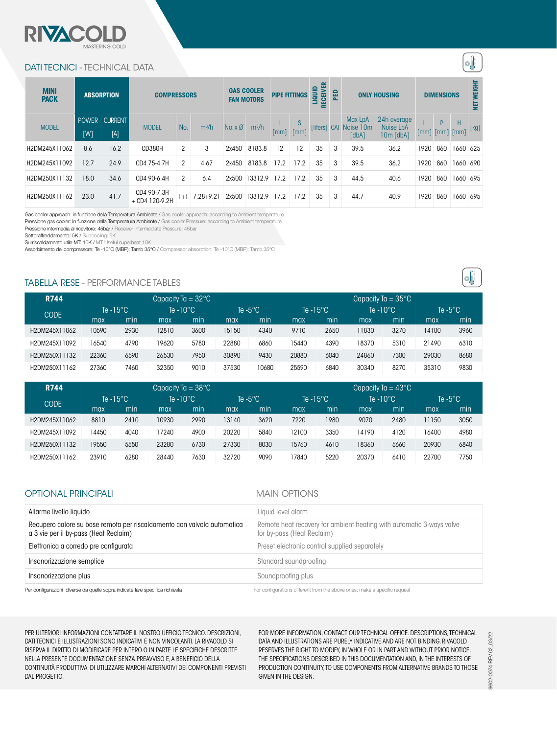## DATI TECNICI - TECHNICAL DATA

| MINI PACK | ABSORPTION | | COMPRESSORS | | | GAS COOLER FAN MOTORS | | PIPE FITTINGS | | LIQUID RECEIVER | PED | ONLY HOUSING | | DIMENSIONS | | | NET WEIGHT |
|---|---|---|---|---|---|---|---|---|---|---|---|---|---|---|---|---|---|
| MODEL | POWER [W] | CURRENT [A] | MODEL | No. | m³/h | No. x Ø | m³/h | L [mm] | S [mm] | [liters] | CAT | Max LpA Noise 10m [dbA] | 24h average Noise LpA 10m [dbA] | L [mm] | P [mm] | H [mm] | [kg] |
| H2DM245X11062 | 8.6 | 16.2 | CD380H | 2 | 3 | 2x450 | 8183.8 | 12 | 12 | 35 | 3 | 39.5 | 36.2 | 1920 | 860 | 1660 | 625 |
| H2DM245X11092 | 12.7 | 24.9 | CD4 75-4.7H | 2 | 4.67 | 2x450 | 8183.8 | 17.2 | 17.2 | 35 | 3 | 39.5 | 36.2 | 1920 | 860 | 1660 | 690 |
| H2DM250X11132 | 18.0 | 34.6 | CD4 90-6.4H | 2 | 6.4 | 2x500 | 13312.9 | 17.2 | 17.2 | 35 | 3 | 44.5 | 40.6 | 1920 | 860 | 1660 | 695 |
| H2DM250X11162 | 23.0 | 41.7 | CD4 90-7.3H + CD4 120-9.2H | 1+1 | 7.28+9.21 | 2x500 | 13312.9 | 17.2 | 17.2 | 35 | 3 | 44.7 | 40.9 | 1920 | 860 | 1660 | 695 |

Gas cooler approach: in funzione della Temperatura Ambiente / Gas cooler approach: according to Ambient temperature
Pressione gas cooler: In funzione della Temperatura Ambiente / Gas cooler Pressure: according to Ambient temperature
Pressione intermedia al ricevitore: 45bar / Receiver Intermediate Pressure: 45bar
Sottoraffreddamento: 5K / Subcooling: 5K
Surriscaldamento utile MT: 10K / MT Useful superheat 10K
Assorbimento del compressore: Te -10°C (MBP); Tamb 35°C / Compressor absorption: Te -10°C (MBP); Tamb 35°C

## TABELLA RESE - PERFORMANCE TABLES

| R744 | Capacity Ta = 32°C | | | | | | Capacity Ta = 35°C | | | | | |
|---|---|---|---|---|---|---|---|---|---|---|---|---|
| CODE | Te -15°C | | Te -10°C | | Te -5°C | | Te -15°C | | Te -10°C | | Te -5°C | |
| | max | min | max | min | max | min | max | min | max | min | max | min |
| H2DM245X11062 | 10590 | 2930 | 12810 | 3600 | 15150 | 4340 | 9710 | 2650 | 11830 | 3270 | 14100 | 3960 |
| H2DM245X11092 | 16540 | 4790 | 19620 | 5780 | 22880 | 6860 | 15440 | 4390 | 18370 | 5310 | 21490 | 6310 |
| H2DM250X11132 | 22360 | 6590 | 26530 | 7950 | 30890 | 9430 | 20880 | 6040 | 24860 | 7300 | 29030 | 8680 |
| H2DM250X11162 | 27360 | 7460 | 32350 | 9010 | 37530 | 10680 | 25590 | 6840 | 30340 | 8270 | 35310 | 9830 |

| R744 | Capacity Ta = 38°C | | | | | | Capacity Ta = 43°C | | | | | |
|---|---|---|---|---|---|---|---|---|---|---|---|---|
| CODE | Te -15°C | | Te -10°C | | Te -5°C | | Te -15°C | | Te -10°C | | Te -5°C | |
| | max | min | max | min | max | min | max | min | max | min | max | min |
| H2DM245X11062 | 8810 | 2410 | 10930 | 2990 | 13140 | 3620 | 7220 | 1980 | 9070 | 2480 | 11150 | 3050 |
| H2DM245X11092 | 14450 | 4040 | 17240 | 4900 | 20220 | 5840 | 12100 | 3350 | 14190 | 4120 | 16400 | 4980 |
| H2DM250X11132 | 19550 | 5550 | 23280 | 6730 | 27330 | 8030 | 15760 | 4610 | 18360 | 5660 | 20930 | 6840 |
| H2DM250X11162 | 23910 | 6280 | 28440 | 7630 | 32720 | 9090 | 17840 | 5220 | 20370 | 6410 | 22700 | 7750 |

## OPTIONAL PRINCIPALI / MAIN OPTIONS

| OPTIONAL PRINCIPALI | MAIN OPTIONS |
|---|---|
| Allarme livello liquido | Liquid level alarm |
| Recupero calore su base remota per riscaldamento con valvola automatica a 3 vie per il by-pass (Heat Reclaim) | Remote heat recovery for ambient heating with automatic 3-ways valve for by-pass (Heat Reclaim) |
| Elettronica a corredo pre configurata | Preset electronic control supplied separately |
| Insonorizzazione semplice | Standard soundproofing |
| Insonorizzazione plus | Soundproofing plus |

Per configurazioni diverse da quelle sopra indicate fare specifica richiesta

For configurations different from the above ones, make a specific request

PER ULTERIORI INFORMAZIONI CONTATTARE IL NOSTRO UFFICIO TECNICO. DESCRIZIONI, DATI TECNICI E ILLUSTRAZIONI SONO INDICATIVI E NON VINCOLANTI. LA RIVACOLD SI RISERVA IL DIRITTO DI MODIFICARE PER INTERO O IN PARTE LE SPECIFICHE DESCRITTE NELLA PRESENTE DOCUMENTAZIONE SENZA PREAVVISO E, A BENEFICIO DELLA CONTINUITÀ PRODUTTIVA, DI UTILIZZARE MARCHI ALTERNATIVI DEI COMPONENTI PREVISTI DAL PROGETTO.

FOR MORE INFORMATION, CONTACT OUR TECHNICAL OFFICE. DESCRIPTIONS, TECHNICAL DATA AND ILLUSTRATIONS ARE PURELY INDICATIVE AND ARE NOT BINDING. RIVACOLD RESERVES THE RIGHT TO MODIFY, IN WHOLE OR IN PART AND WITHOUT PRIOR NOTICE, THE SPECIFICATIONS DESCRIBED IN THIS DOCUMENTATION AND, IN THE INTERESTS OF PRODUCTION CONTINUITY, TO USE COMPONENTS FROM ALTERNATIVE BRANDS TO THOSE GIVEN IN THE DESIGN.

9602-0074 REV 02_03/22